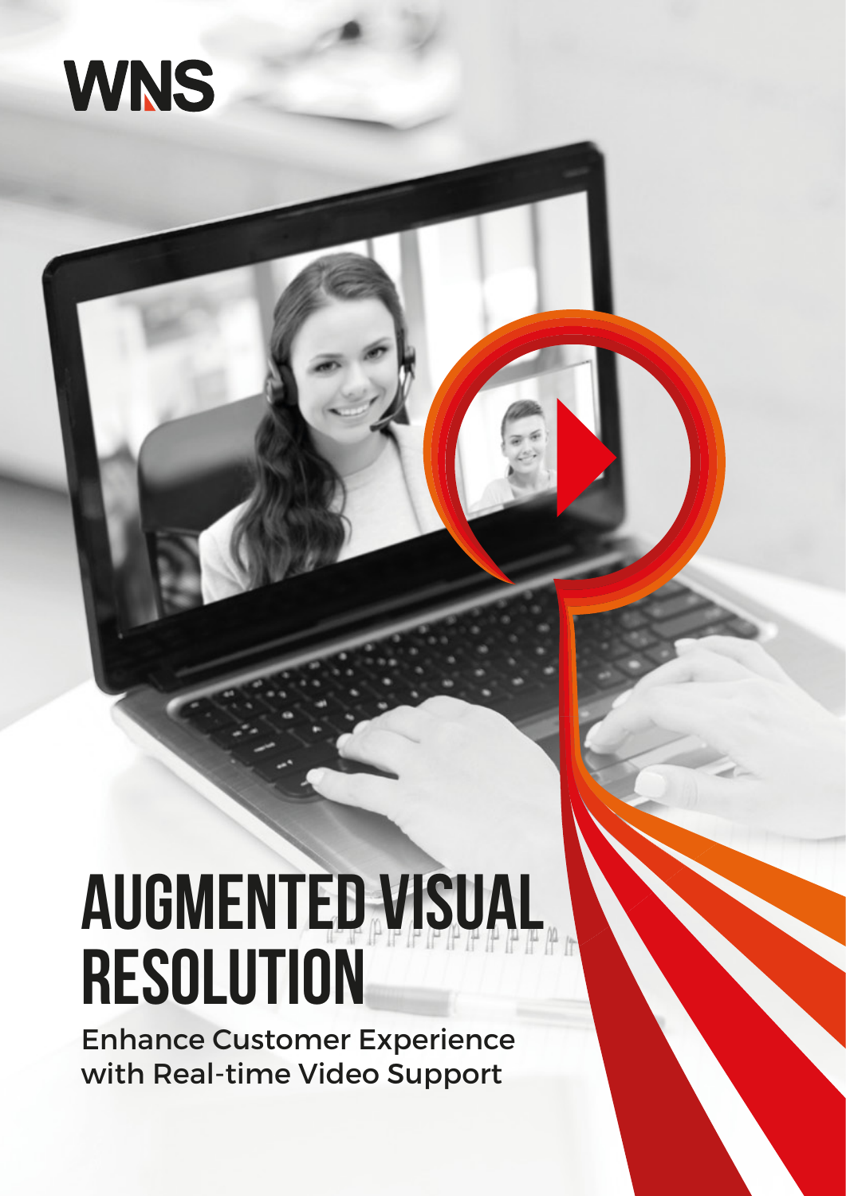WNS

# AUGMENTED VISUAL RESOLUTION

Enhance Customer Experience with Real-time Video Support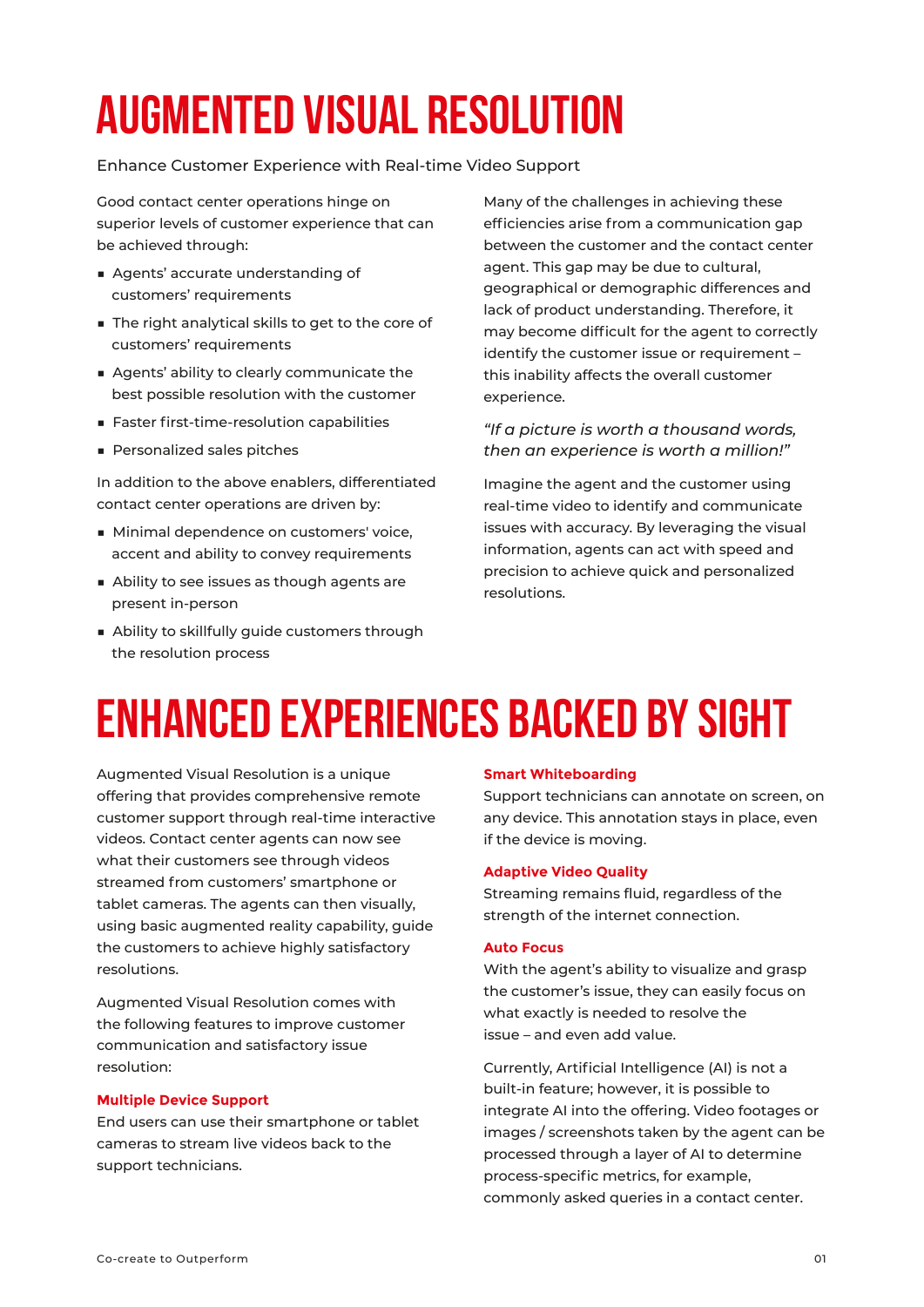# AUGMENTED VISUAL RESOLUTION

Enhance Customer Experience with Real-time Video Support

Good contact center operations hinge on superior levels of customer experience that can be achieved through:

- Agents' accurate understanding of customers' requirements
- The right analytical skills to get to the core of customers' requirements
- Agents' ability to clearly communicate the best possible resolution with the customer
- Faster first-time-resolution capabilities
- Personalized sales pitches

In addition to the above enablers, differentiated contact center operations are driven by:

- Minimal dependence on customers' voice, accent and ability to convey requirements
- Ability to see issues as though agents are present in-person
- Ability to skillfully guide customers through the resolution process

Many of the challenges in achieving these efficiencies arise from a communication gap between the customer and the contact center agent. This gap may be due to cultural, geographical or demographic differences and lack of product understanding. Therefore, it may become difficult for the agent to correctly identify the customer issue or requirement – this inability affects the overall customer experience.

*"If a picture is worth a thousand words, then an experience is worth a million!"*

Imagine the agent and the customer using real-time video to identify and communicate issues with accuracy. By leveraging the visual information, agents can act with speed and precision to achieve quick and personalized resolutions.

# ENHANCED EXPERIENCES BACKED BY SIGHT

Augmented Visual Resolution is a unique offering that provides comprehensive remote customer support through real-time interactive videos. Contact center agents can now see what their customers see through videos streamed from customers' smartphone or tablet cameras. The agents can then visually, using basic augmented reality capability, guide the customers to achieve highly satisfactory resolutions.

Augmented Visual Resolution comes with the following features to improve customer communication and satisfactory issue resolution:

**Multiple Device Support**
End users can use their smartphone or tablet cameras to stream live videos back to the support technicians.

**Smart Whiteboarding**
Support technicians can annotate on screen, on any device. This annotation stays in place, even if the device is moving.

**Adaptive Video Quality**
Streaming remains fluid, regardless of the strength of the internet connection.

**Auto Focus**
With the agent's ability to visualize and grasp the customer's issue, they can easily focus on what exactly is needed to resolve the issue – and even add value.

Currently, Artificial Intelligence (AI) is not a built-in feature; however, it is possible to integrate AI into the offering. Video footages or images / screenshots taken by the agent can be processed through a layer of AI to determine process-specific metrics, for example, commonly asked queries in a contact center.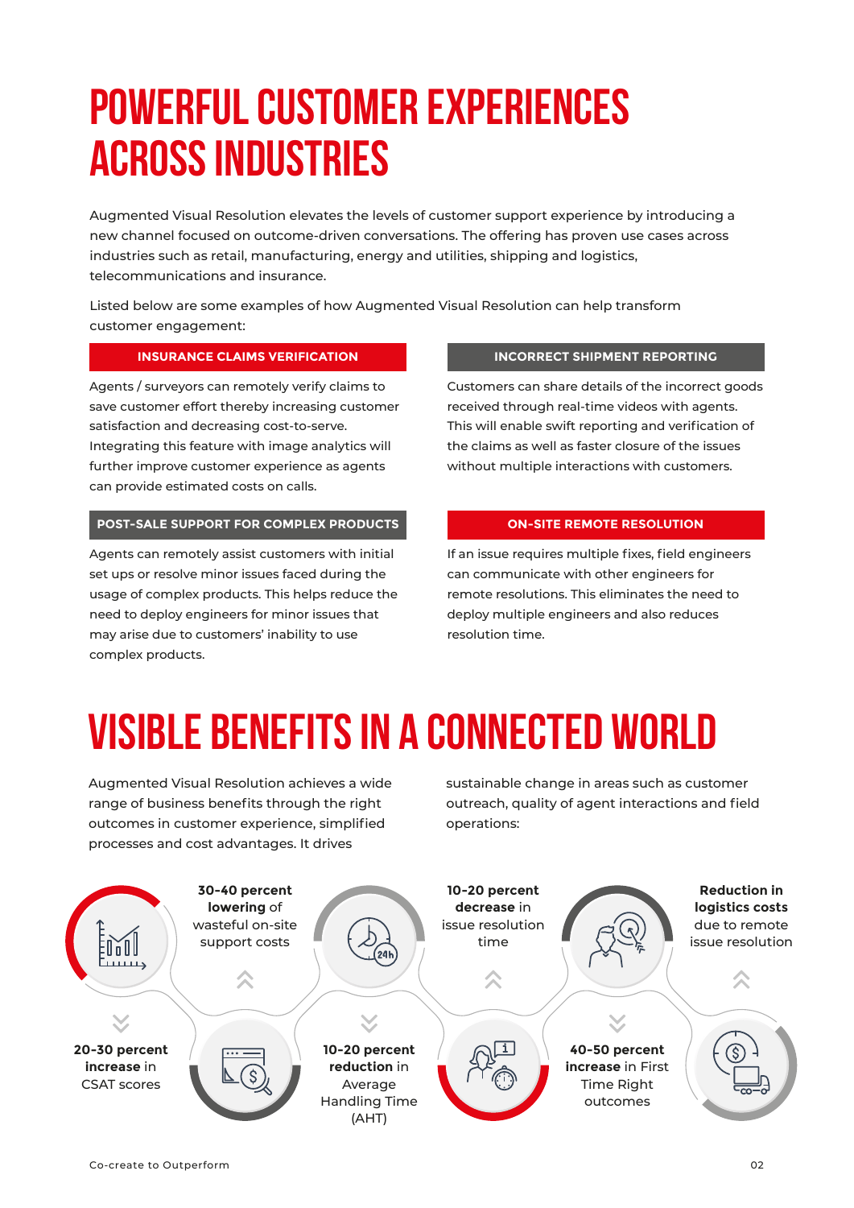# POWERFUL CUSTOMER EXPERIENCES ACROSS INDUSTRIES

Augmented Visual Resolution elevates the levels of customer support experience by introducing a new channel focused on outcome-driven conversations. The offering has proven use cases across industries such as retail, manufacturing, energy and utilities, shipping and logistics, telecommunications and insurance.

Listed below are some examples of how Augmented Visual Resolution can help transform customer engagement:

### INSURANCE CLAIMS VERIFICATION

Agents / surveyors can remotely verify claims to save customer effort thereby increasing customer satisfaction and decreasing cost-to-serve. Integrating this feature with image analytics will further improve customer experience as agents can provide estimated costs on calls.

### INCORRECT SHIPMENT REPORTING

Customers can share details of the incorrect goods received through real-time videos with agents. This will enable swift reporting and verification of the claims as well as faster closure of the issues without multiple interactions with customers.

### POST-SALE SUPPORT FOR COMPLEX PRODUCTS

Agents can remotely assist customers with initial set ups or resolve minor issues faced during the usage of complex products. This helps reduce the need to deploy engineers for minor issues that may arise due to customers' inability to use complex products.

### ON-SITE REMOTE RESOLUTION

If an issue requires multiple fixes, field engineers can communicate with other engineers for remote resolutions. This eliminates the need to deploy multiple engineers and also reduces resolution time.

# VISIBLE BENEFITS IN A CONNECTED WORLD

Augmented Visual Resolution achieves a wide range of business benefits through the right outcomes in customer experience, simplified processes and cost advantages. It drives sustainable change in areas such as customer outreach, quality of agent interactions and field operations:

- **20-30 percent increase** in CSAT scores
- **30-40 percent lowering** of wasteful on-site support costs
- **10-20 percent reduction** in Average Handling Time (AHT)
- **10-20 percent decrease** in issue resolution time
- **40-50 percent increase** in First Time Right outcomes
- **Reduction in logistics costs** due to remote issue resolution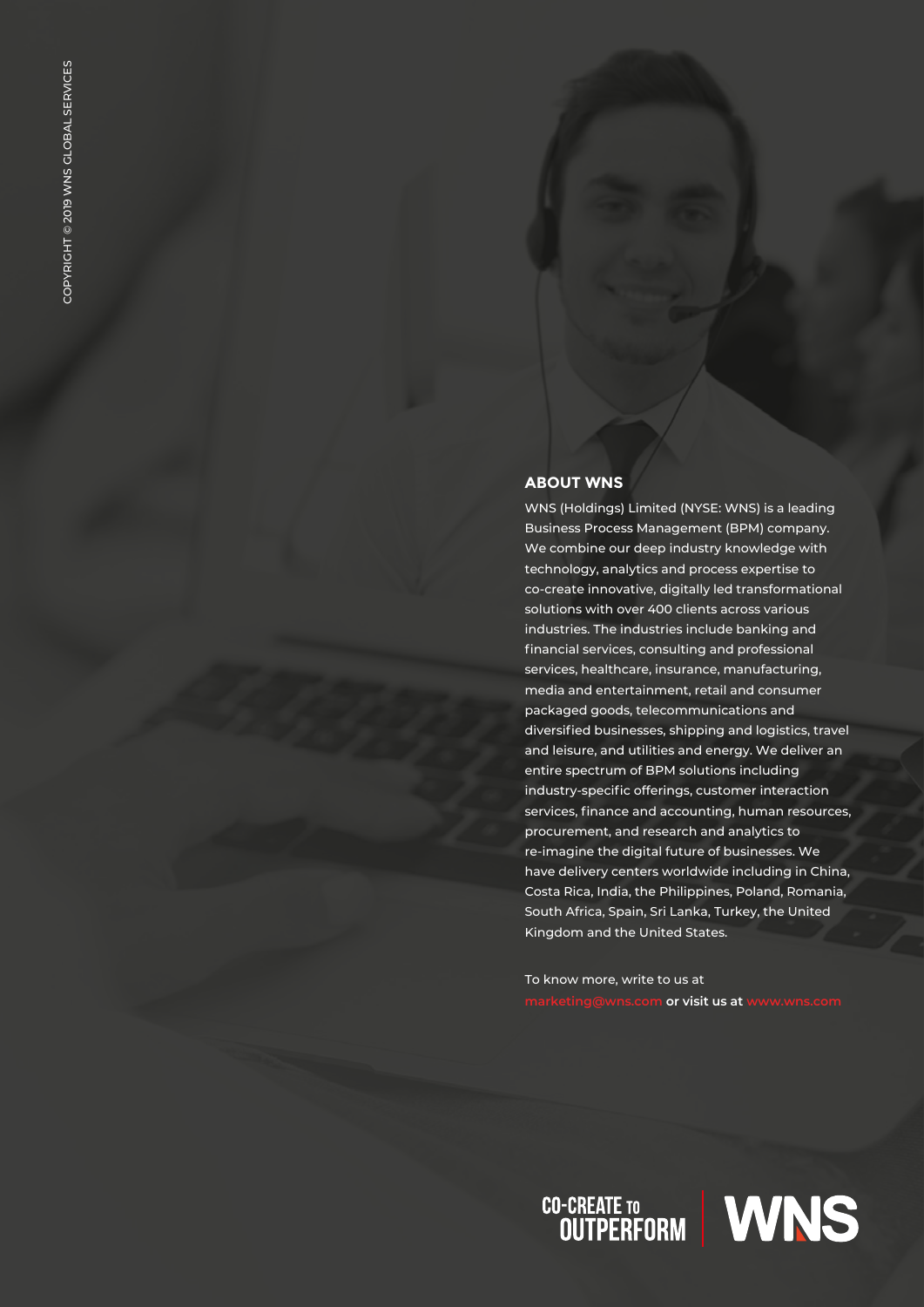COPYRIGHT © 2019 WNS GLOBAL SERVICES

## ABOUT WNS

WNS (Holdings) Limited (NYSE: WNS) is a leading Business Process Management (BPM) company. We combine our deep industry knowledge with technology, analytics and process expertise to co-create innovative, digitally led transformational solutions with over 400 clients across various industries. The industries include banking and financial services, consulting and professional services, healthcare, insurance, manufacturing, media and entertainment, retail and consumer packaged goods, telecommunications and diversified businesses, shipping and logistics, travel and leisure, and utilities and energy. We deliver an entire spectrum of BPM solutions including industry-specific offerings, customer interaction services, finance and accounting, human resources, procurement, and research and analytics to re-imagine the digital future of businesses. We have delivery centers worldwide including in China, Costa Rica, India, the Philippines, Poland, Romania, South Africa, Spain, Sri Lanka, Turkey, the United Kingdom and the United States.

To know more, write to us at marketing@wns.com **or visit us at** www.wns.com

CO-CREATE TO OUTPERFORM | WNS